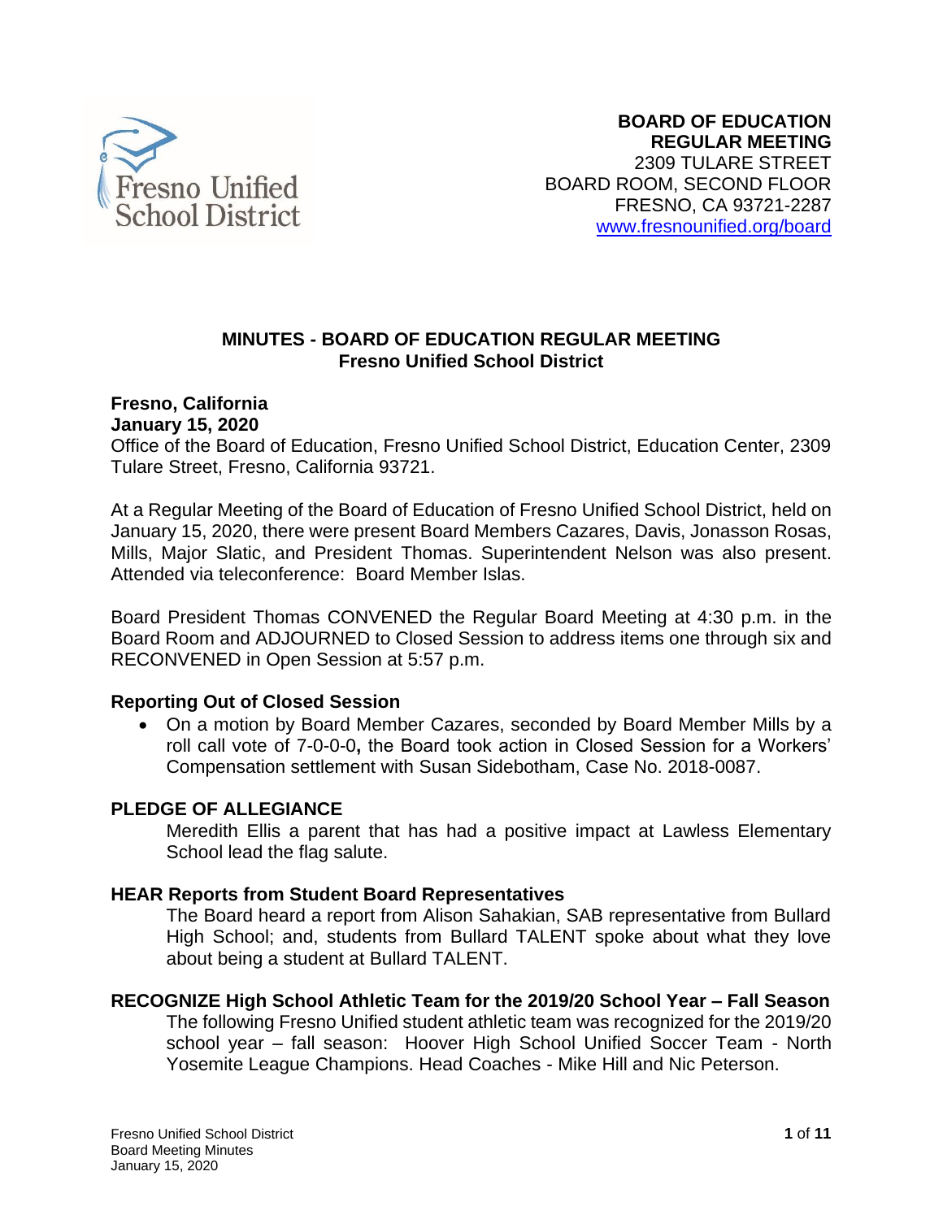**BOARD OF EDUCATION**
**REGULAR MEETING**
2309 TULARE STREET
BOARD ROOM, SECOND FLOOR
FRESNO, CA 93721-2287
www.fresnounified.org/board

# MINUTES - BOARD OF EDUCATION REGULAR MEETING
## Fresno Unified School District

**Fresno, California**
**January 15, 2020**
Office of the Board of Education, Fresno Unified School District, Education Center, 2309 Tulare Street, Fresno, California 93721.

At a Regular Meeting of the Board of Education of Fresno Unified School District, held on January 15, 2020, there were present Board Members Cazares, Davis, Jonasson Rosas, Mills, Major Slatic, and President Thomas. Superintendent Nelson was also present. Attended via teleconference: Board Member Islas.

Board President Thomas CONVENED the Regular Board Meeting at 4:30 p.m. in the Board Room and ADJOURNED to Closed Session to address items one through six and RECONVENED in Open Session at 5:57 p.m.

### Reporting Out of Closed Session

- On a motion by Board Member Cazares, seconded by Board Member Mills by a roll call vote of 7-0-0-0**,** the Board took action in Closed Session for a Workers' Compensation settlement with Susan Sidebotham, Case No. 2018-0087.

### PLEDGE OF ALLEGIANCE

Meredith Ellis a parent that has had a positive impact at Lawless Elementary School lead the flag salute.

### HEAR Reports from Student Board Representatives

The Board heard a report from Alison Sahakian, SAB representative from Bullard High School; and, students from Bullard TALENT spoke about what they love about being a student at Bullard TALENT.

### RECOGNIZE High School Athletic Team for the 2019/20 School Year – Fall Season

The following Fresno Unified student athletic team was recognized for the 2019/20 school year – fall season: Hoover High School Unified Soccer Team - North Yosemite League Champions. Head Coaches - Mike Hill and Nic Peterson.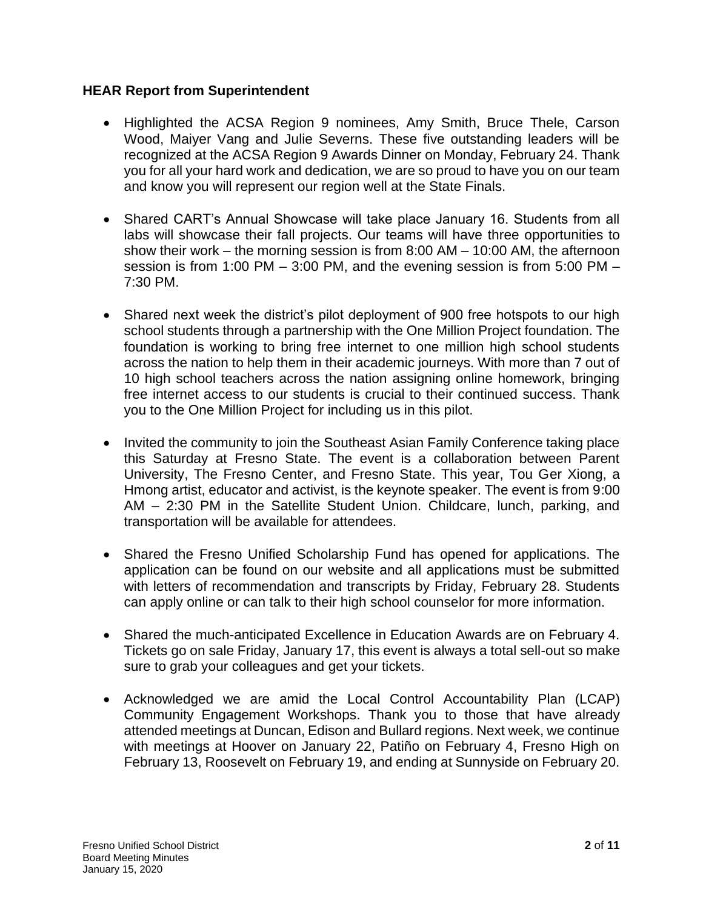**HEAR Report from Superintendent**

- Highlighted the ACSA Region 9 nominees, Amy Smith, Bruce Thele, Carson Wood, Maiyer Vang and Julie Severns. These five outstanding leaders will be recognized at the ACSA Region 9 Awards Dinner on Monday, February 24. Thank you for all your hard work and dedication, we are so proud to have you on our team and know you will represent our region well at the State Finals.

- Shared CART's Annual Showcase will take place January 16. Students from all labs will showcase their fall projects. Our teams will have three opportunities to show their work – the morning session is from 8:00 AM – 10:00 AM, the afternoon session is from 1:00 PM – 3:00 PM, and the evening session is from 5:00 PM – 7:30 PM.

- Shared next week the district's pilot deployment of 900 free hotspots to our high school students through a partnership with the One Million Project foundation. The foundation is working to bring free internet to one million high school students across the nation to help them in their academic journeys. With more than 7 out of 10 high school teachers across the nation assigning online homework, bringing free internet access to our students is crucial to their continued success. Thank you to the One Million Project for including us in this pilot.

- Invited the community to join the Southeast Asian Family Conference taking place this Saturday at Fresno State. The event is a collaboration between Parent University, The Fresno Center, and Fresno State. This year, Tou Ger Xiong, a Hmong artist, educator and activist, is the keynote speaker. The event is from 9:00 AM – 2:30 PM in the Satellite Student Union. Childcare, lunch, parking, and transportation will be available for attendees.

- Shared the Fresno Unified Scholarship Fund has opened for applications. The application can be found on our website and all applications must be submitted with letters of recommendation and transcripts by Friday, February 28. Students can apply online or can talk to their high school counselor for more information.

- Shared the much-anticipated Excellence in Education Awards are on February 4. Tickets go on sale Friday, January 17, this event is always a total sell-out so make sure to grab your colleagues and get your tickets.

- Acknowledged we are amid the Local Control Accountability Plan (LCAP) Community Engagement Workshops. Thank you to those that have already attended meetings at Duncan, Edison and Bullard regions. Next week, we continue with meetings at Hoover on January 22, Patiño on February 4, Fresno High on February 13, Roosevelt on February 19, and ending at Sunnyside on February 20.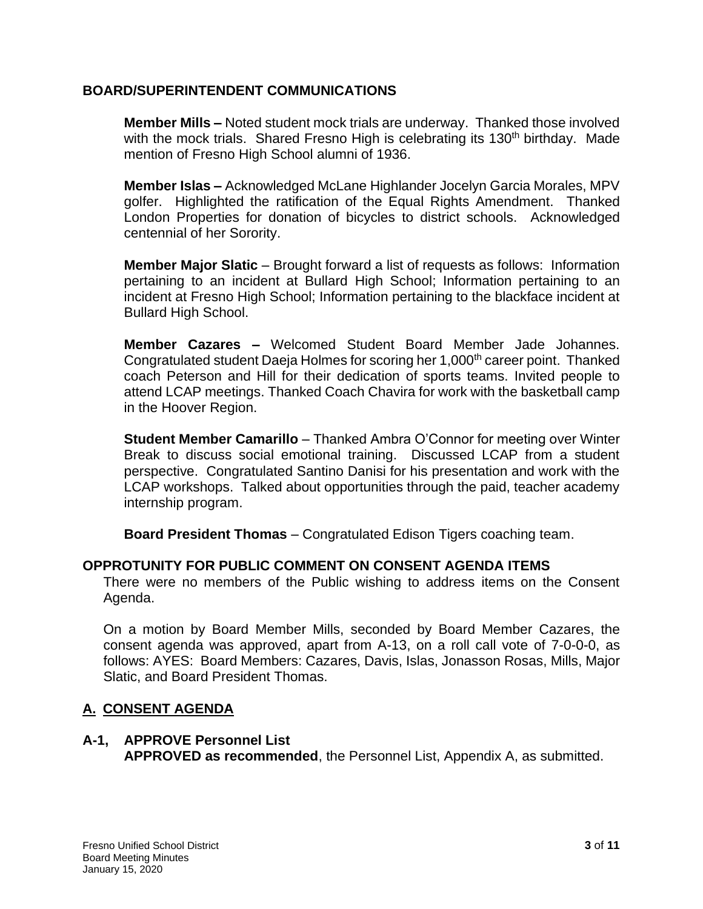## BOARD/SUPERINTENDENT COMMUNICATIONS

**Member Mills –** Noted student mock trials are underway. Thanked those involved with the mock trials. Shared Fresno High is celebrating its 130th birthday. Made mention of Fresno High School alumni of 1936.

**Member Islas –** Acknowledged McLane Highlander Jocelyn Garcia Morales, MPV golfer. Highlighted the ratification of the Equal Rights Amendment. Thanked London Properties for donation of bicycles to district schools. Acknowledged centennial of her Sorority.

**Member Major Slatic** – Brought forward a list of requests as follows: Information pertaining to an incident at Bullard High School; Information pertaining to an incident at Fresno High School; Information pertaining to the blackface incident at Bullard High School.

**Member Cazares –** Welcomed Student Board Member Jade Johannes. Congratulated student Daeja Holmes for scoring her 1,000th career point. Thanked coach Peterson and Hill for their dedication of sports teams. Invited people to attend LCAP meetings. Thanked Coach Chavira for work with the basketball camp in the Hoover Region.

**Student Member Camarillo** – Thanked Ambra O'Connor for meeting over Winter Break to discuss social emotional training. Discussed LCAP from a student perspective. Congratulated Santino Danisi for his presentation and work with the LCAP workshops. Talked about opportunities through the paid, teacher academy internship program.

**Board President Thomas** – Congratulated Edison Tigers coaching team.

## OPPROTUNITY FOR PUBLIC COMMENT ON CONSENT AGENDA ITEMS

There were no members of the Public wishing to address items on the Consent Agenda.

On a motion by Board Member Mills, seconded by Board Member Cazares, the consent agenda was approved, apart from A-13, on a roll call vote of 7-0-0-0, as follows: AYES: Board Members: Cazares, Davis, Islas, Jonasson Rosas, Mills, Major Slatic, and Board President Thomas.

## A. CONSENT AGENDA

### A-1, APPROVE Personnel List

**APPROVED as recommended**, the Personnel List, Appendix A, as submitted.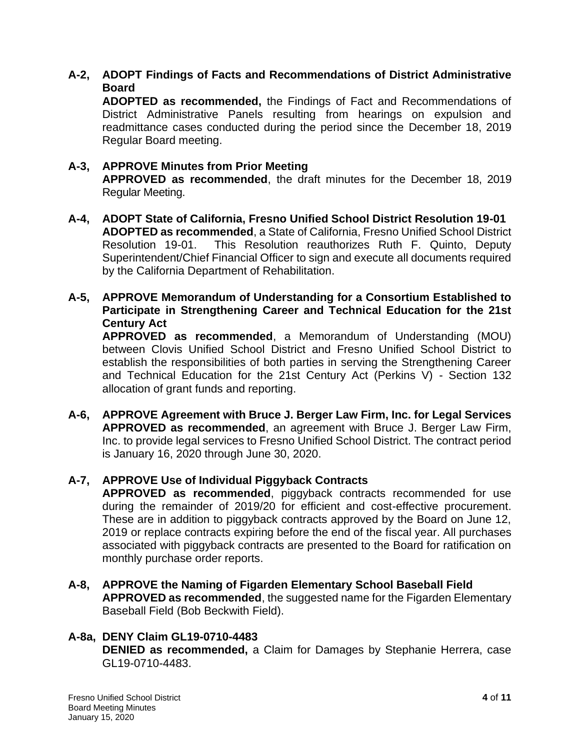**A-2, ADOPT Findings of Facts and Recommendations of District Administrative Board**

**ADOPTED as recommended,** the Findings of Fact and Recommendations of District Administrative Panels resulting from hearings on expulsion and readmittance cases conducted during the period since the December 18, 2019 Regular Board meeting.

**A-3, APPROVE Minutes from Prior Meeting**

**APPROVED as recommended**, the draft minutes for the December 18, 2019 Regular Meeting.

**A-4, ADOPT State of California, Fresno Unified School District Resolution 19-01**

**ADOPTED as recommended**, a State of California, Fresno Unified School District Resolution 19-01. This Resolution reauthorizes Ruth F. Quinto, Deputy Superintendent/Chief Financial Officer to sign and execute all documents required by the California Department of Rehabilitation.

**A-5, APPROVE Memorandum of Understanding for a Consortium Established to Participate in Strengthening Career and Technical Education for the 21st Century Act**

**APPROVED as recommended**, a Memorandum of Understanding (MOU) between Clovis Unified School District and Fresno Unified School District to establish the responsibilities of both parties in serving the Strengthening Career and Technical Education for the 21st Century Act (Perkins V) - Section 132 allocation of grant funds and reporting.

**A-6, APPROVE Agreement with Bruce J. Berger Law Firm, Inc. for Legal Services**

**APPROVED as recommended**, an agreement with Bruce J. Berger Law Firm, Inc. to provide legal services to Fresno Unified School District. The contract period is January 16, 2020 through June 30, 2020.

**A-7, APPROVE Use of Individual Piggyback Contracts**

**APPROVED as recommended**, piggyback contracts recommended for use during the remainder of 2019/20 for efficient and cost-effective procurement. These are in addition to piggyback contracts approved by the Board on June 12, 2019 or replace contracts expiring before the end of the fiscal year. All purchases associated with piggyback contracts are presented to the Board for ratification on monthly purchase order reports.

**A-8, APPROVE the Naming of Figarden Elementary School Baseball Field**

**APPROVED as recommended**, the suggested name for the Figarden Elementary Baseball Field (Bob Beckwith Field).

**A-8a, DENY Claim GL19-0710-4483**

**DENIED as recommended,** a Claim for Damages by Stephanie Herrera, case GL19-0710-4483.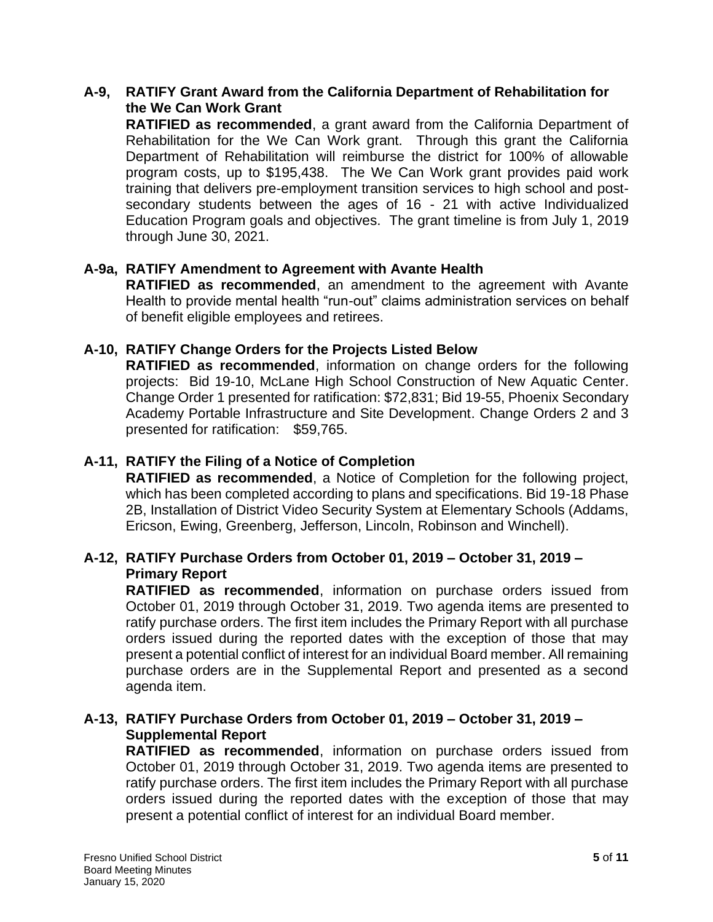### A-9, RATIFY Grant Award from the California Department of Rehabilitation for the We Can Work Grant

**RATIFIED as recommended**, a grant award from the California Department of Rehabilitation for the We Can Work grant. Through this grant the California Department of Rehabilitation will reimburse the district for 100% of allowable program costs, up to $195,438. The We Can Work grant provides paid work training that delivers pre-employment transition services to high school and post-secondary students between the ages of 16 - 21 with active Individualized Education Program goals and objectives. The grant timeline is from July 1, 2019 through June 30, 2021.

### A-9a, RATIFY Amendment to Agreement with Avante Health

**RATIFIED as recommended**, an amendment to the agreement with Avante Health to provide mental health "run-out" claims administration services on behalf of benefit eligible employees and retirees.

### A-10, RATIFY Change Orders for the Projects Listed Below

**RATIFIED as recommended**, information on change orders for the following projects: Bid 19-10, McLane High School Construction of New Aquatic Center. Change Order 1 presented for ratification: $72,831; Bid 19-55, Phoenix Secondary Academy Portable Infrastructure and Site Development. Change Orders 2 and 3 presented for ratification: $59,765.

### A-11, RATIFY the Filing of a Notice of Completion

**RATIFIED as recommended**, a Notice of Completion for the following project, which has been completed according to plans and specifications. Bid 19-18 Phase 2B, Installation of District Video Security System at Elementary Schools (Addams, Ericson, Ewing, Greenberg, Jefferson, Lincoln, Robinson and Winchell).

### A-12, RATIFY Purchase Orders from October 01, 2019 – October 31, 2019 – Primary Report

**RATIFIED as recommended**, information on purchase orders issued from October 01, 2019 through October 31, 2019. Two agenda items are presented to ratify purchase orders. The first item includes the Primary Report with all purchase orders issued during the reported dates with the exception of those that may present a potential conflict of interest for an individual Board member. All remaining purchase orders are in the Supplemental Report and presented as a second agenda item.

### A-13, RATIFY Purchase Orders from October 01, 2019 – October 31, 2019 – Supplemental Report

**RATIFIED as recommended**, information on purchase orders issued from October 01, 2019 through October 31, 2019. Two agenda items are presented to ratify purchase orders. The first item includes the Primary Report with all purchase orders issued during the reported dates with the exception of those that may present a potential conflict of interest for an individual Board member.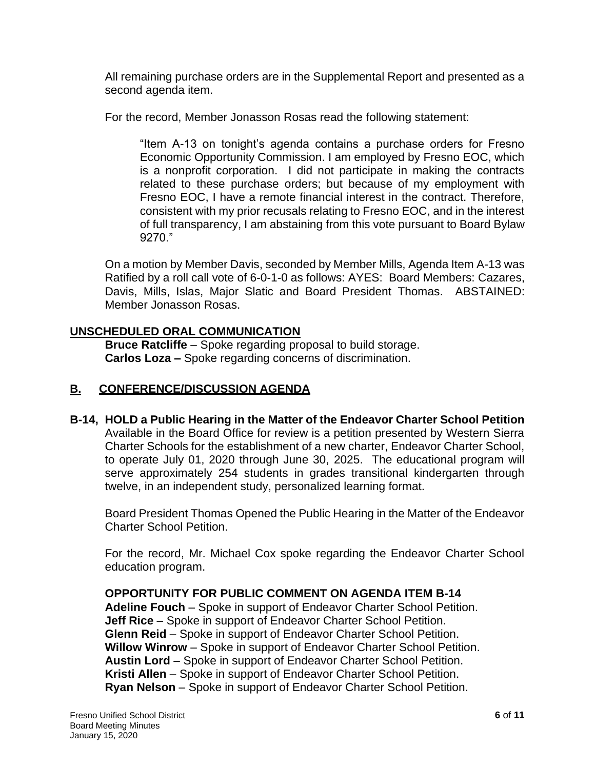All remaining purchase orders are in the Supplemental Report and presented as a second agenda item.

For the record, Member Jonasson Rosas read the following statement:

> "Item A-13 on tonight's agenda contains a purchase orders for Fresno Economic Opportunity Commission. I am employed by Fresno EOC, which is a nonprofit corporation. I did not participate in making the contracts related to these purchase orders; but because of my employment with Fresno EOC, I have a remote financial interest in the contract. Therefore, consistent with my prior recusals relating to Fresno EOC, and in the interest of full transparency, I am abstaining from this vote pursuant to Board Bylaw 9270."

On a motion by Member Davis, seconded by Member Mills, Agenda Item A-13 was Ratified by a roll call vote of 6-0-1-0 as follows: AYES: Board Members: Cazares, Davis, Mills, Islas, Major Slatic and Board President Thomas. ABSTAINED: Member Jonasson Rosas.

## UNSCHEDULED ORAL COMMUNICATION

**Bruce Ratcliffe** – Spoke regarding proposal to build storage.
**Carlos Loza –** Spoke regarding concerns of discrimination.

## B. CONFERENCE/DISCUSSION AGENDA

**B-14, HOLD a Public Hearing in the Matter of the Endeavor Charter School Petition**
Available in the Board Office for review is a petition presented by Western Sierra Charter Schools for the establishment of a new charter, Endeavor Charter School, to operate July 01, 2020 through June 30, 2025. The educational program will serve approximately 254 students in grades transitional kindergarten through twelve, in an independent study, personalized learning format.

Board President Thomas Opened the Public Hearing in the Matter of the Endeavor Charter School Petition.

For the record, Mr. Michael Cox spoke regarding the Endeavor Charter School education program.

**OPPORTUNITY FOR PUBLIC COMMENT ON AGENDA ITEM B-14**
**Adeline Fouch** – Spoke in support of Endeavor Charter School Petition.
**Jeff Rice** – Spoke in support of Endeavor Charter School Petition.
**Glenn Reid** – Spoke in support of Endeavor Charter School Petition.
**Willow Winrow** – Spoke in support of Endeavor Charter School Petition.
**Austin Lord** – Spoke in support of Endeavor Charter School Petition.
**Kristi Allen** – Spoke in support of Endeavor Charter School Petition.
**Ryan Nelson** – Spoke in support of Endeavor Charter School Petition.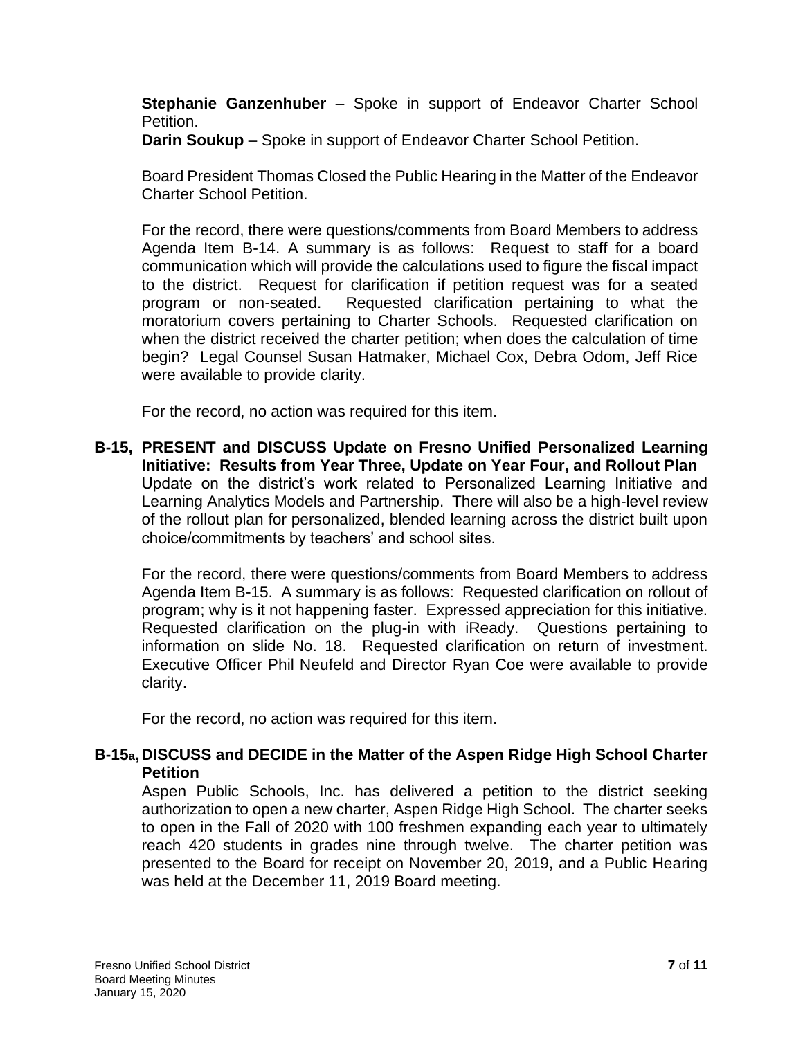**Stephanie Ganzenhuber** – Spoke in support of Endeavor Charter School Petition.

**Darin Soukup** – Spoke in support of Endeavor Charter School Petition.

Board President Thomas Closed the Public Hearing in the Matter of the Endeavor Charter School Petition.

For the record, there were questions/comments from Board Members to address Agenda Item B-14. A summary is as follows: Request to staff for a board communication which will provide the calculations used to figure the fiscal impact to the district. Request for clarification if petition request was for a seated program or non-seated. Requested clarification pertaining to what the moratorium covers pertaining to Charter Schools. Requested clarification on when the district received the charter petition; when does the calculation of time begin? Legal Counsel Susan Hatmaker, Michael Cox, Debra Odom, Jeff Rice were available to provide clarity.

For the record, no action was required for this item.

**B-15, PRESENT and DISCUSS Update on Fresno Unified Personalized Learning Initiative: Results from Year Three, Update on Year Four, and Rollout Plan**

Update on the district's work related to Personalized Learning Initiative and Learning Analytics Models and Partnership. There will also be a high-level review of the rollout plan for personalized, blended learning across the district built upon choice/commitments by teachers' and school sites.

For the record, there were questions/comments from Board Members to address Agenda Item B-15. A summary is as follows: Requested clarification on rollout of program; why is it not happening faster. Expressed appreciation for this initiative. Requested clarification on the plug-in with iReady. Questions pertaining to information on slide No. 18. Requested clarification on return of investment. Executive Officer Phil Neufeld and Director Ryan Coe were available to provide clarity.

For the record, no action was required for this item.

**B-15a, DISCUSS and DECIDE in the Matter of the Aspen Ridge High School Charter Petition**

Aspen Public Schools, Inc. has delivered a petition to the district seeking authorization to open a new charter, Aspen Ridge High School. The charter seeks to open in the Fall of 2020 with 100 freshmen expanding each year to ultimately reach 420 students in grades nine through twelve. The charter petition was presented to the Board for receipt on November 20, 2019, and a Public Hearing was held at the December 11, 2019 Board meeting.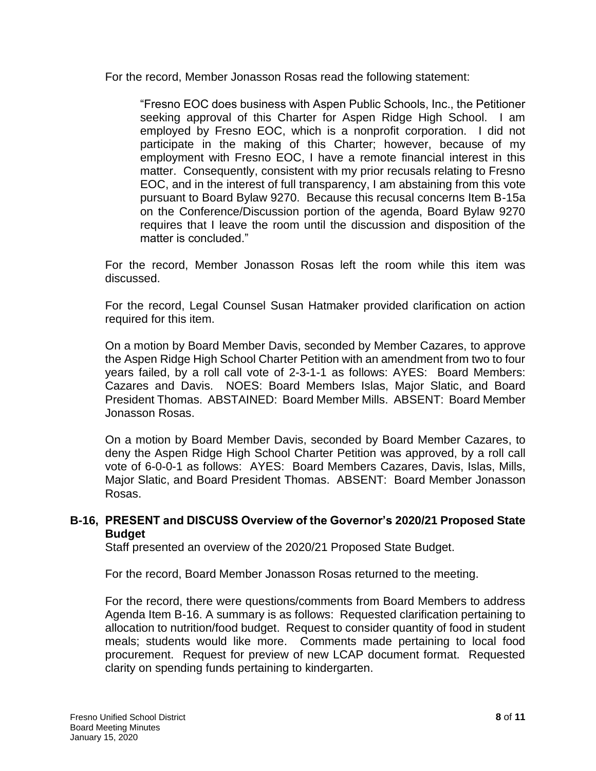For the record, Member Jonasson Rosas read the following statement:

> "Fresno EOC does business with Aspen Public Schools, Inc., the Petitioner seeking approval of this Charter for Aspen Ridge High School. I am employed by Fresno EOC, which is a nonprofit corporation. I did not participate in the making of this Charter; however, because of my employment with Fresno EOC, I have a remote financial interest in this matter. Consequently, consistent with my prior recusals relating to Fresno EOC, and in the interest of full transparency, I am abstaining from this vote pursuant to Board Bylaw 9270. Because this recusal concerns Item B-15a on the Conference/Discussion portion of the agenda, Board Bylaw 9270 requires that I leave the room until the discussion and disposition of the matter is concluded."

For the record, Member Jonasson Rosas left the room while this item was discussed.

For the record, Legal Counsel Susan Hatmaker provided clarification on action required for this item.

On a motion by Board Member Davis, seconded by Member Cazares, to approve the Aspen Ridge High School Charter Petition with an amendment from two to four years failed, by a roll call vote of 2-3-1-1 as follows: AYES: Board Members: Cazares and Davis. NOES: Board Members Islas, Major Slatic, and Board President Thomas. ABSTAINED: Board Member Mills. ABSENT: Board Member Jonasson Rosas.

On a motion by Board Member Davis, seconded by Board Member Cazares, to deny the Aspen Ridge High School Charter Petition was approved, by a roll call vote of 6-0-0-1 as follows: AYES: Board Members Cazares, Davis, Islas, Mills, Major Slatic, and Board President Thomas. ABSENT: Board Member Jonasson Rosas.

### B-16, PRESENT and DISCUSS Overview of the Governor's 2020/21 Proposed State Budget

Staff presented an overview of the 2020/21 Proposed State Budget.

For the record, Board Member Jonasson Rosas returned to the meeting.

For the record, there were questions/comments from Board Members to address Agenda Item B-16. A summary is as follows: Requested clarification pertaining to allocation to nutrition/food budget. Request to consider quantity of food in student meals; students would like more. Comments made pertaining to local food procurement. Request for preview of new LCAP document format. Requested clarity on spending funds pertaining to kindergarten.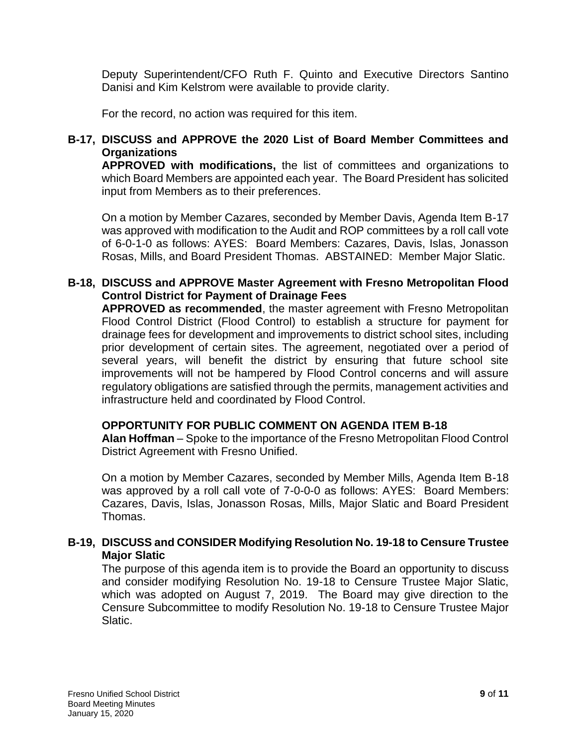Deputy Superintendent/CFO Ruth F. Quinto and Executive Directors Santino Danisi and Kim Kelstrom were available to provide clarity.

For the record, no action was required for this item.

**B-17, DISCUSS and APPROVE the 2020 List of Board Member Committees and Organizations**

**APPROVED with modifications,** the list of committees and organizations to which Board Members are appointed each year. The Board President has solicited input from Members as to their preferences.

On a motion by Member Cazares, seconded by Member Davis, Agenda Item B-17 was approved with modification to the Audit and ROP committees by a roll call vote of 6-0-1-0 as follows: AYES: Board Members: Cazares, Davis, Islas, Jonasson Rosas, Mills, and Board President Thomas. ABSTAINED: Member Major Slatic.

**B-18, DISCUSS and APPROVE Master Agreement with Fresno Metropolitan Flood Control District for Payment of Drainage Fees**

**APPROVED as recommended**, the master agreement with Fresno Metropolitan Flood Control District (Flood Control) to establish a structure for payment for drainage fees for development and improvements to district school sites, including prior development of certain sites. The agreement, negotiated over a period of several years, will benefit the district by ensuring that future school site improvements will not be hampered by Flood Control concerns and will assure regulatory obligations are satisfied through the permits, management activities and infrastructure held and coordinated by Flood Control.

**OPPORTUNITY FOR PUBLIC COMMENT ON AGENDA ITEM B-18**

**Alan Hoffman** – Spoke to the importance of the Fresno Metropolitan Flood Control District Agreement with Fresno Unified.

On a motion by Member Cazares, seconded by Member Mills, Agenda Item B-18 was approved by a roll call vote of 7-0-0-0 as follows: AYES: Board Members: Cazares, Davis, Islas, Jonasson Rosas, Mills, Major Slatic and Board President Thomas.

**B-19, DISCUSS and CONSIDER Modifying Resolution No. 19-18 to Censure Trustee Major Slatic**

The purpose of this agenda item is to provide the Board an opportunity to discuss and consider modifying Resolution No. 19-18 to Censure Trustee Major Slatic, which was adopted on August 7, 2019. The Board may give direction to the Censure Subcommittee to modify Resolution No. 19-18 to Censure Trustee Major Slatic.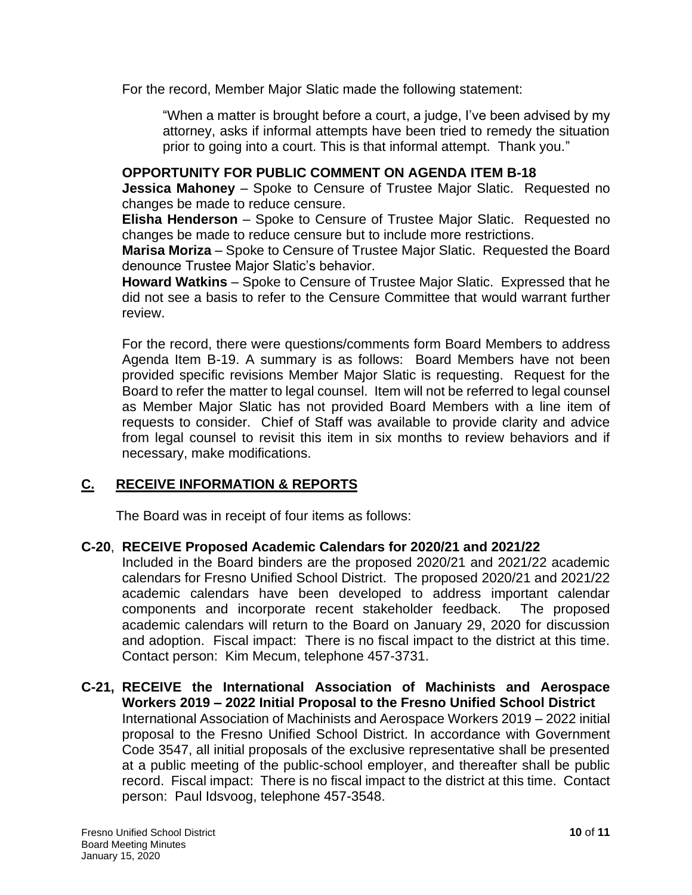For the record, Member Major Slatic made the following statement:

> "When a matter is brought before a court, a judge, I've been advised by my attorney, asks if informal attempts have been tried to remedy the situation prior to going into a court. This is that informal attempt. Thank you."

**OPPORTUNITY FOR PUBLIC COMMENT ON AGENDA ITEM B-18**

**Jessica Mahoney** – Spoke to Censure of Trustee Major Slatic. Requested no changes be made to reduce censure.

**Elisha Henderson** – Spoke to Censure of Trustee Major Slatic. Requested no changes be made to reduce censure but to include more restrictions.

**Marisa Moriza** – Spoke to Censure of Trustee Major Slatic. Requested the Board denounce Trustee Major Slatic's behavior.

**Howard Watkins** – Spoke to Censure of Trustee Major Slatic. Expressed that he did not see a basis to refer to the Censure Committee that would warrant further review.

For the record, there were questions/comments form Board Members to address Agenda Item B-19. A summary is as follows: Board Members have not been provided specific revisions Member Major Slatic is requesting. Request for the Board to refer the matter to legal counsel. Item will not be referred to legal counsel as Member Major Slatic has not provided Board Members with a line item of requests to consider. Chief of Staff was available to provide clarity and advice from legal counsel to revisit this item in six months to review behaviors and if necessary, make modifications.

## C. RECEIVE INFORMATION & REPORTS

The Board was in receipt of four items as follows:

**C-20**, **RECEIVE Proposed Academic Calendars for 2020/21 and 2021/22**

Included in the Board binders are the proposed 2020/21 and 2021/22 academic calendars for Fresno Unified School District. The proposed 2020/21 and 2021/22 academic calendars have been developed to address important calendar components and incorporate recent stakeholder feedback. The proposed academic calendars will return to the Board on January 29, 2020 for discussion and adoption. Fiscal impact: There is no fiscal impact to the district at this time. Contact person: Kim Mecum, telephone 457-3731.

**C-21, RECEIVE the International Association of Machinists and Aerospace Workers 2019 – 2022 Initial Proposal to the Fresno Unified School District**

International Association of Machinists and Aerospace Workers 2019 – 2022 initial proposal to the Fresno Unified School District. In accordance with Government Code 3547, all initial proposals of the exclusive representative shall be presented at a public meeting of the public-school employer, and thereafter shall be public record. Fiscal impact: There is no fiscal impact to the district at this time. Contact person: Paul Idsvoog, telephone 457-3548.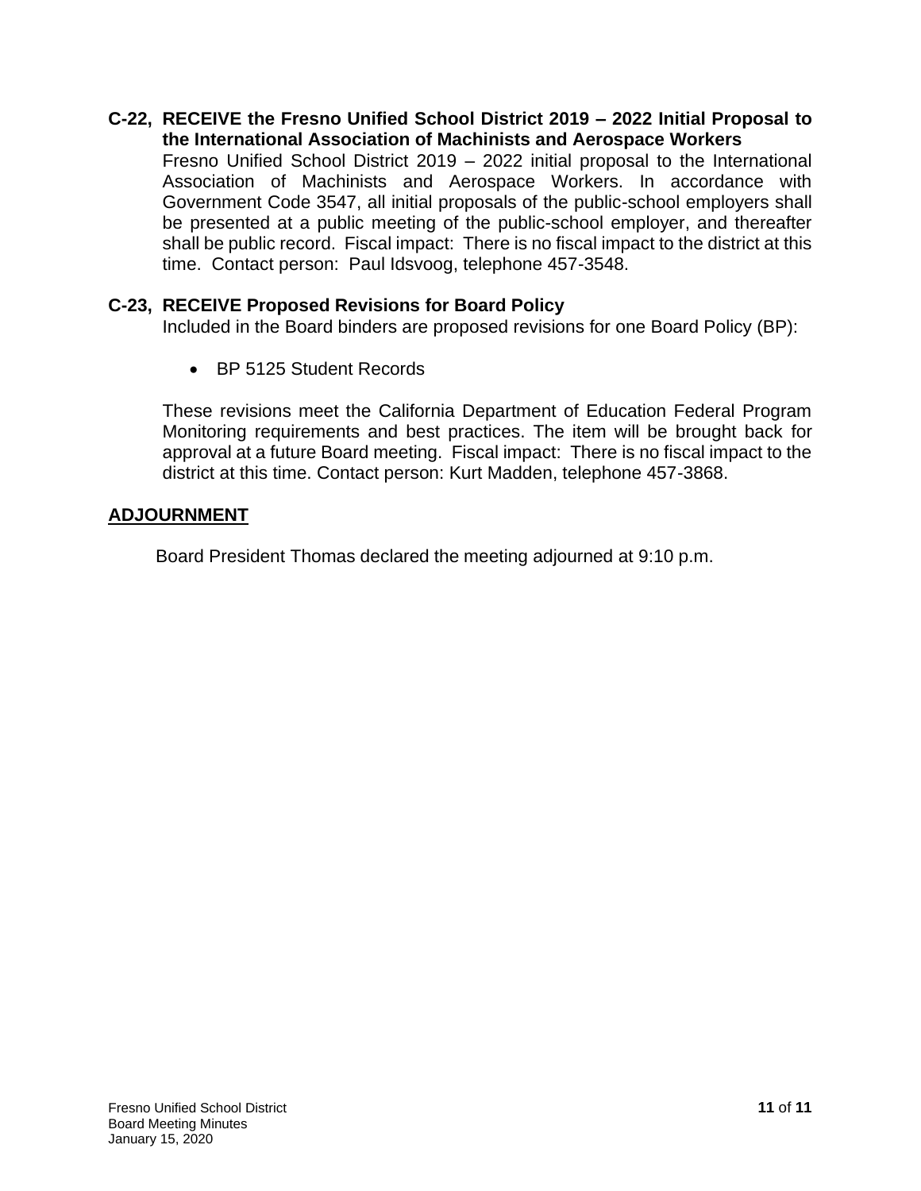**C-22, RECEIVE the Fresno Unified School District 2019 – 2022 Initial Proposal to the International Association of Machinists and Aerospace Workers**

Fresno Unified School District 2019 – 2022 initial proposal to the International Association of Machinists and Aerospace Workers. In accordance with Government Code 3547, all initial proposals of the public-school employers shall be presented at a public meeting of the public-school employer, and thereafter shall be public record. Fiscal impact: There is no fiscal impact to the district at this time. Contact person: Paul Idsvoog, telephone 457-3548.

**C-23, RECEIVE Proposed Revisions for Board Policy**

Included in the Board binders are proposed revisions for one Board Policy (BP):

- BP 5125 Student Records

These revisions meet the California Department of Education Federal Program Monitoring requirements and best practices. The item will be brought back for approval at a future Board meeting. Fiscal impact: There is no fiscal impact to the district at this time. Contact person: Kurt Madden, telephone 457-3868.

## ADJOURNMENT

Board President Thomas declared the meeting adjourned at 9:10 p.m.